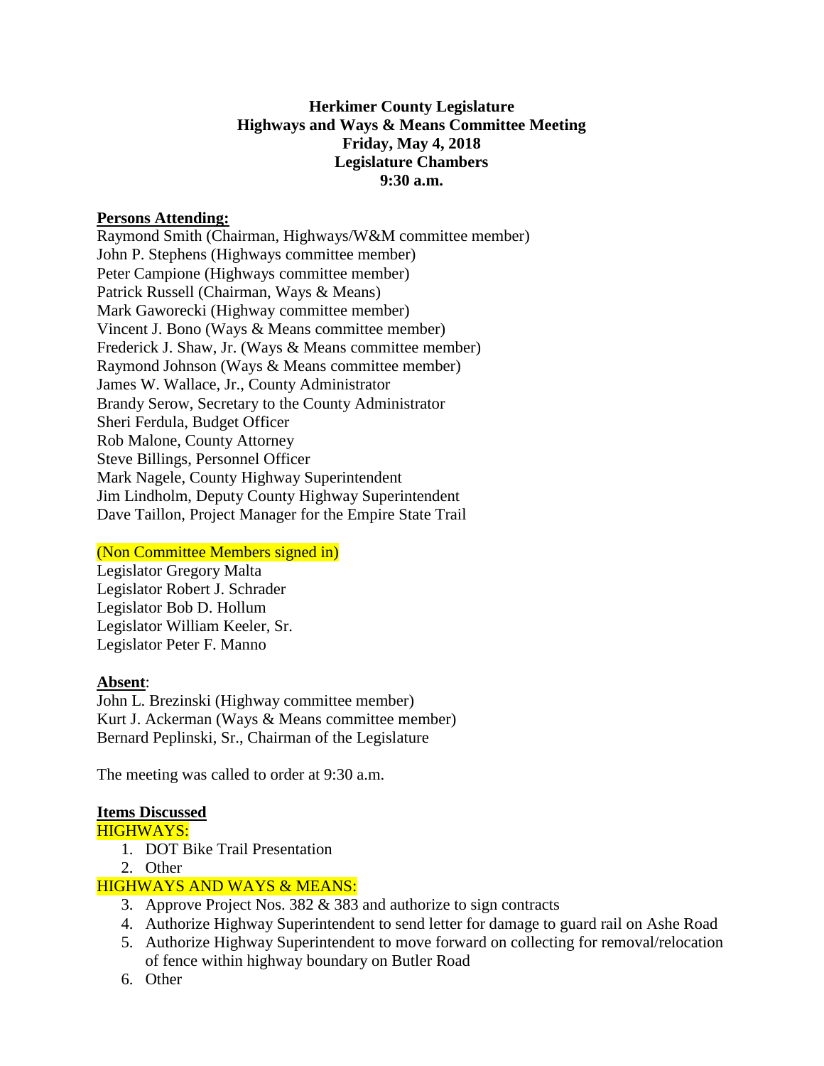**Herkimer County Legislature**
**Highways and Ways & Means Committee Meeting**
**Friday, May 4, 2018**
**Legislature Chambers**
**9:30 a.m.**

**Persons Attending:**

Raymond Smith (Chairman, Highways/W&M committee member)
John P. Stephens (Highways committee member)
Peter Campione (Highways committee member)
Patrick Russell (Chairman, Ways & Means)
Mark Gaworecki (Highway committee member)
Vincent J. Bono (Ways & Means committee member)
Frederick J. Shaw, Jr. (Ways & Means committee member)
Raymond Johnson (Ways & Means committee member)
James W. Wallace, Jr., County Administrator
Brandy Serow, Secretary to the County Administrator
Sheri Ferdula, Budget Officer
Rob Malone, County Attorney
Steve Billings, Personnel Officer
Mark Nagele, County Highway Superintendent
Jim Lindholm, Deputy County Highway Superintendent
Dave Taillon, Project Manager for the Empire State Trail

(Non Committee Members signed in)

Legislator Gregory Malta
Legislator Robert J. Schrader
Legislator Bob D. Hollum
Legislator William Keeler, Sr.
Legislator Peter F. Manno

**Absent**:

John L. Brezinski (Highway committee member)
Kurt J. Ackerman (Ways & Means committee member)
Bernard Peplinski, Sr., Chairman of the Legislature

The meeting was called to order at 9:30 a.m.

**Items Discussed**

HIGHWAYS:

1. DOT Bike Trail Presentation
2. Other

HIGHWAYS AND WAYS & MEANS:

3. Approve Project Nos. 382 & 383 and authorize to sign contracts
4. Authorize Highway Superintendent to send letter for damage to guard rail on Ashe Road
5. Authorize Highway Superintendent to move forward on collecting for removal/relocation of fence within highway boundary on Butler Road
6. Other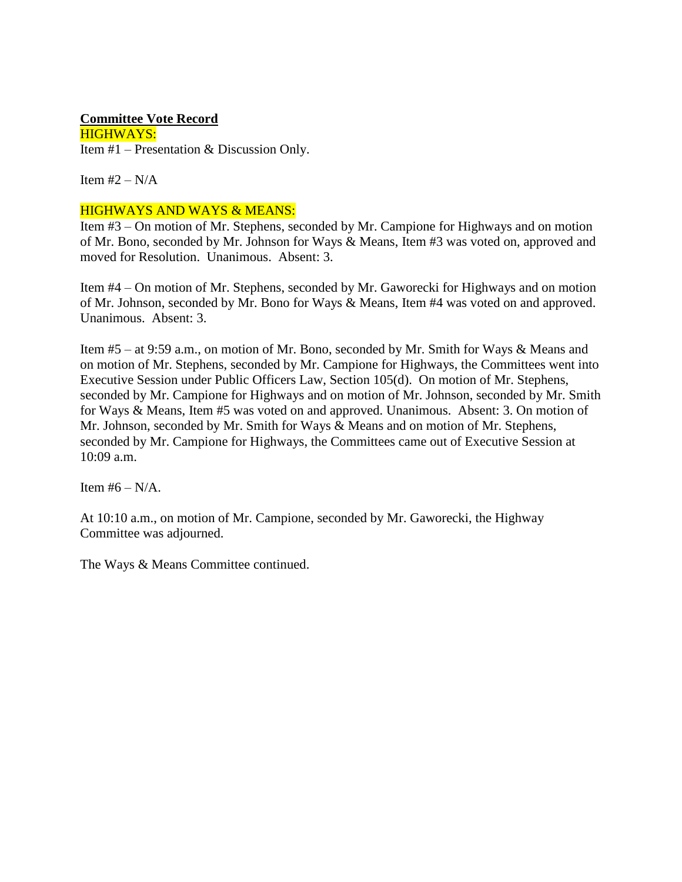**Committee Vote Record**

HIGHWAYS:

Item #1 – Presentation & Discussion Only.

Item #2 – N/A

HIGHWAYS AND WAYS & MEANS:

Item #3 – On motion of Mr. Stephens, seconded by Mr. Campione for Highways and on motion of Mr. Bono, seconded by Mr. Johnson for Ways & Means, Item #3 was voted on, approved and moved for Resolution. Unanimous. Absent: 3.

Item #4 – On motion of Mr. Stephens, seconded by Mr. Gaworecki for Highways and on motion of Mr. Johnson, seconded by Mr. Bono for Ways & Means, Item #4 was voted on and approved. Unanimous. Absent: 3.

Item #5 – at 9:59 a.m., on motion of Mr. Bono, seconded by Mr. Smith for Ways & Means and on motion of Mr. Stephens, seconded by Mr. Campione for Highways, the Committees went into Executive Session under Public Officers Law, Section 105(d). On motion of Mr. Stephens, seconded by Mr. Campione for Highways and on motion of Mr. Johnson, seconded by Mr. Smith for Ways & Means, Item #5 was voted on and approved. Unanimous. Absent: 3. On motion of Mr. Johnson, seconded by Mr. Smith for Ways & Means and on motion of Mr. Stephens, seconded by Mr. Campione for Highways, the Committees came out of Executive Session at 10:09 a.m.

Item #6 – N/A.

At 10:10 a.m., on motion of Mr. Campione, seconded by Mr. Gaworecki, the Highway Committee was adjourned.

The Ways & Means Committee continued.